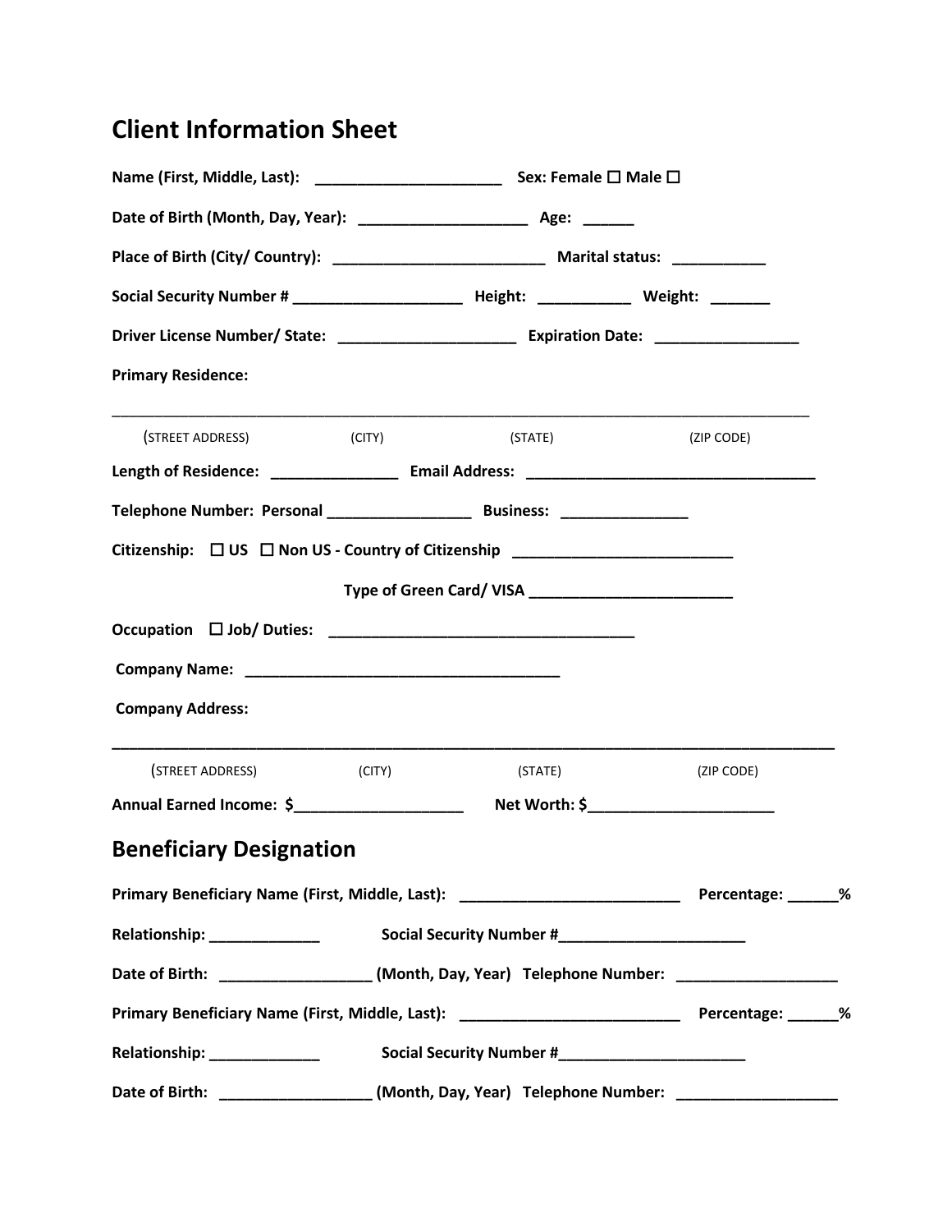# Client Information Sheet

**Name (First, Middle, Last):** _____________________ **Sex: Female ☐ Male ☐**

**Date of Birth (Month, Day, Year):** ___________________ **Age:** ______

**Place of Birth (City/ Country):** _______________________ **Marital status:** __________

**Social Security Number #** ___________________ **Height:** __________ **Weight:** _______

**Driver License Number/ State:** ____________________ **Expiration Date:** ________________

**Primary Residence:**

_____________________________________________________________________________________

(STREET ADDRESS) (CITY) (STATE) (ZIP CODE)

**Length of Residence:** ______________ **Email Address:** _________________________________

**Telephone Number: Personal** ________________ **Business:** ______________

**Citizenship: ☐ US ☐ Non US - Country of Citizenship** _________________________

**Type of Green Card/ VISA** _______________________

**Occupation ☐ Job/ Duties:** __________________________________

**Company Name:** ___________________________________

**Company Address:**

_____________________________________________________________________________________

(STREET ADDRESS) (CITY) (STATE) (ZIP CODE)

**Annual Earned Income: $**___________________ **Net Worth: $**_____________________

## Beneficiary Designation

**Primary Beneficiary Name (First, Middle, Last):** _________________________ **Percentage:** ______%

**Relationship:** ____________ **Social Security Number #**_____________________

**Date of Birth:** _________________ **(Month, Day, Year) Telephone Number:** __________________

**Primary Beneficiary Name (First, Middle, Last):** _________________________ **Percentage:** ______%

**Relationship:** ____________ **Social Security Number #**_____________________

**Date of Birth:** _________________ **(Month, Day, Year) Telephone Number:** __________________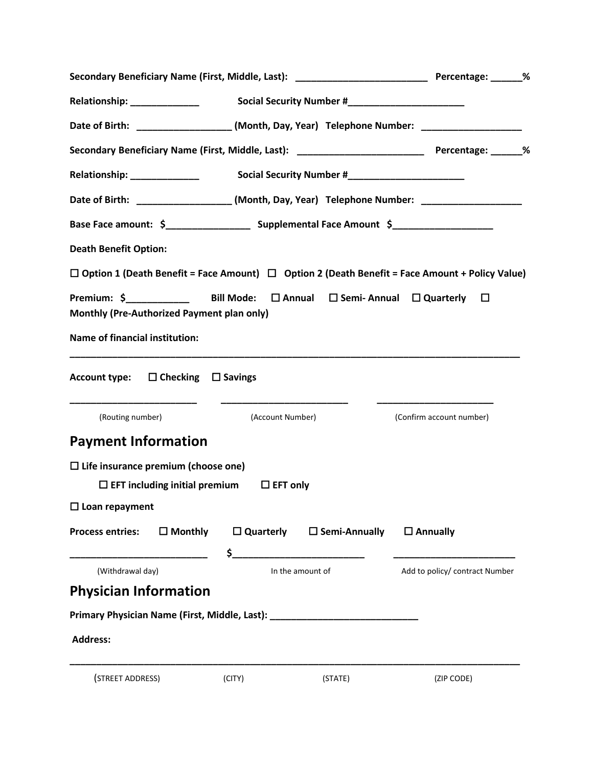**Secondary Beneficiary Name (First, Middle, Last): ________________________ Percentage: ______%**

**Relationship: _____________ Social Security Number #_____________________**

**Date of Birth: _________________ (Month, Day, Year) Telephone Number: __________________**

**Secondary Beneficiary Name (First, Middle, Last): _______________________ Percentage: ______%**

**Relationship: _____________ Social Security Number #_____________________**

**Date of Birth: _________________ (Month, Day, Year) Telephone Number: __________________**

**Base Face amount: $_______________ Supplemental Face Amount $__________________**

**Death Benefit Option:**

**☐ Option 1 (Death Benefit = Face Amount) ☐ Option 2 (Death Benefit = Face Amount + Policy Value)**

**Premium: $___________ Bill Mode: ☐ Annual ☐ Semi- Annual ☐ Quarterly ☐ Monthly (Pre-Authorized Payment plan only)**

**Name of financial institution:**

_____________________________________________________________________________________

**Account type: ☐ Checking ☐ Savings**

| ________________________ | ________________________ | ______________________ |
|---|---|---|
| (Routing number) | (Account Number) | (Confirm account number) |

## Payment Information

**☐ Life insurance premium (choose one)**

**☐ EFT including initial premium ☐ EFT only**

**☐ Loan repayment**

**Process entries: ☐ Monthly ☐ Quarterly ☐ Semi-Annually ☐ Annually**

| _________________________ | $________________________ | ______________________ |
|---|---|---|
| (Withdrawal day) | In the amount of | Add to policy/ contract Number |

## Physician Information

**Primary Physician Name (First, Middle, Last): ___________________________**

**Address:**

_____________________________________________________________________________________

(STREET ADDRESS) (CITY) (STATE) (ZIP CODE)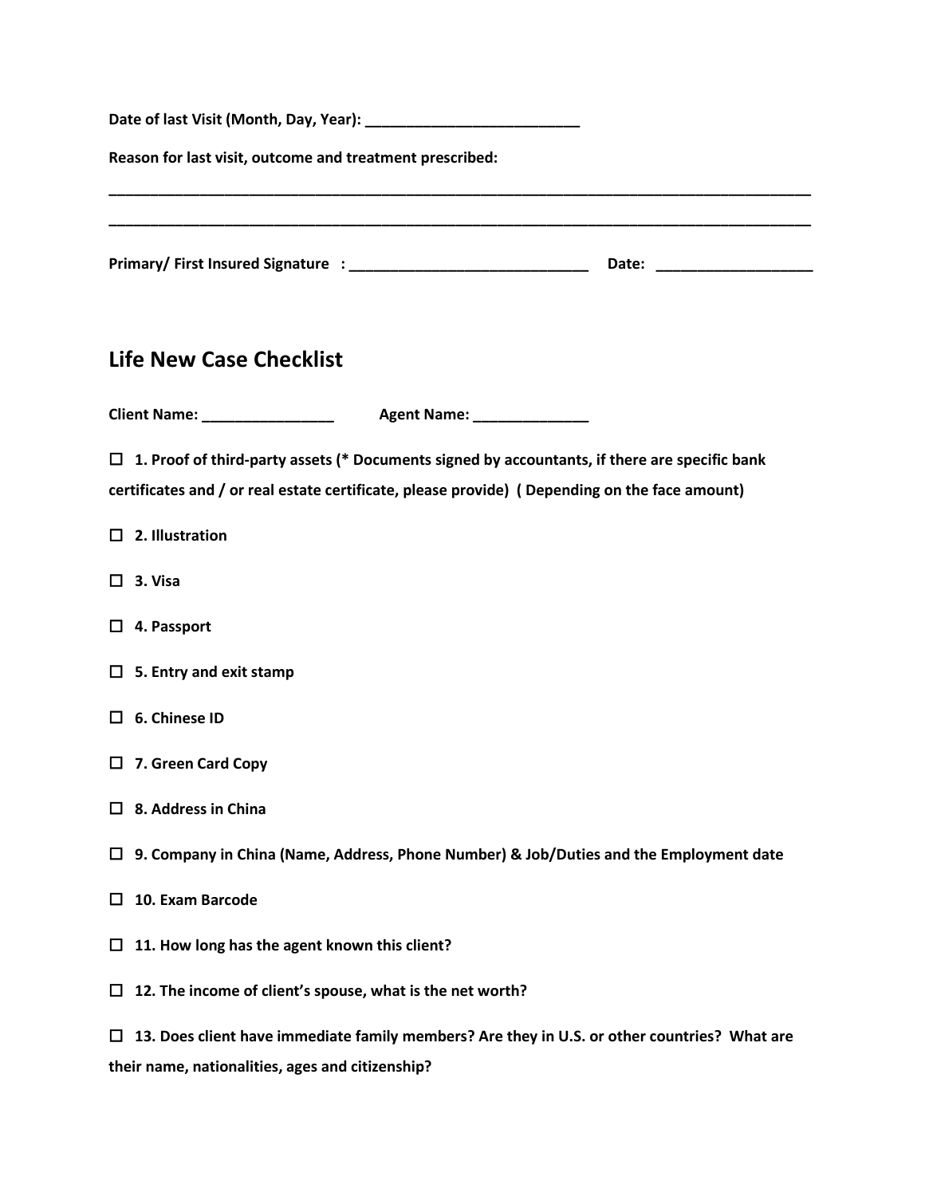**Date of last Visit (Month, Day, Year): __________________________**

**Reason for last visit, outcome and treatment prescribed:**

__________________________________________________________________________________________

__________________________________________________________________________________________

**Primary/ First Insured Signature : _____________________________ Date: ___________________**

## Life New Case Checklist

**Client Name: ________________ Agent Name: ______________**

☐ **1. Proof of third-party assets (* Documents signed by accountants, if there are specific bank certificates and / or real estate certificate, please provide) ( Depending on the face amount)**

☐ **2. Illustration**

☐ **3. Visa**

☐ **4. Passport**

☐ **5. Entry and exit stamp**

☐ **6. Chinese ID**

☐ **7. Green Card Copy**

☐ **8. Address in China**

☐ **9. Company in China (Name, Address, Phone Number) & Job/Duties and the Employment date**

☐ **10. Exam Barcode**

☐ **11. How long has the agent known this client?**

☐ **12. The income of client's spouse, what is the net worth?**

☐ **13. Does client have immediate family members? Are they in U.S. or other countries? What are their name, nationalities, ages and citizenship?**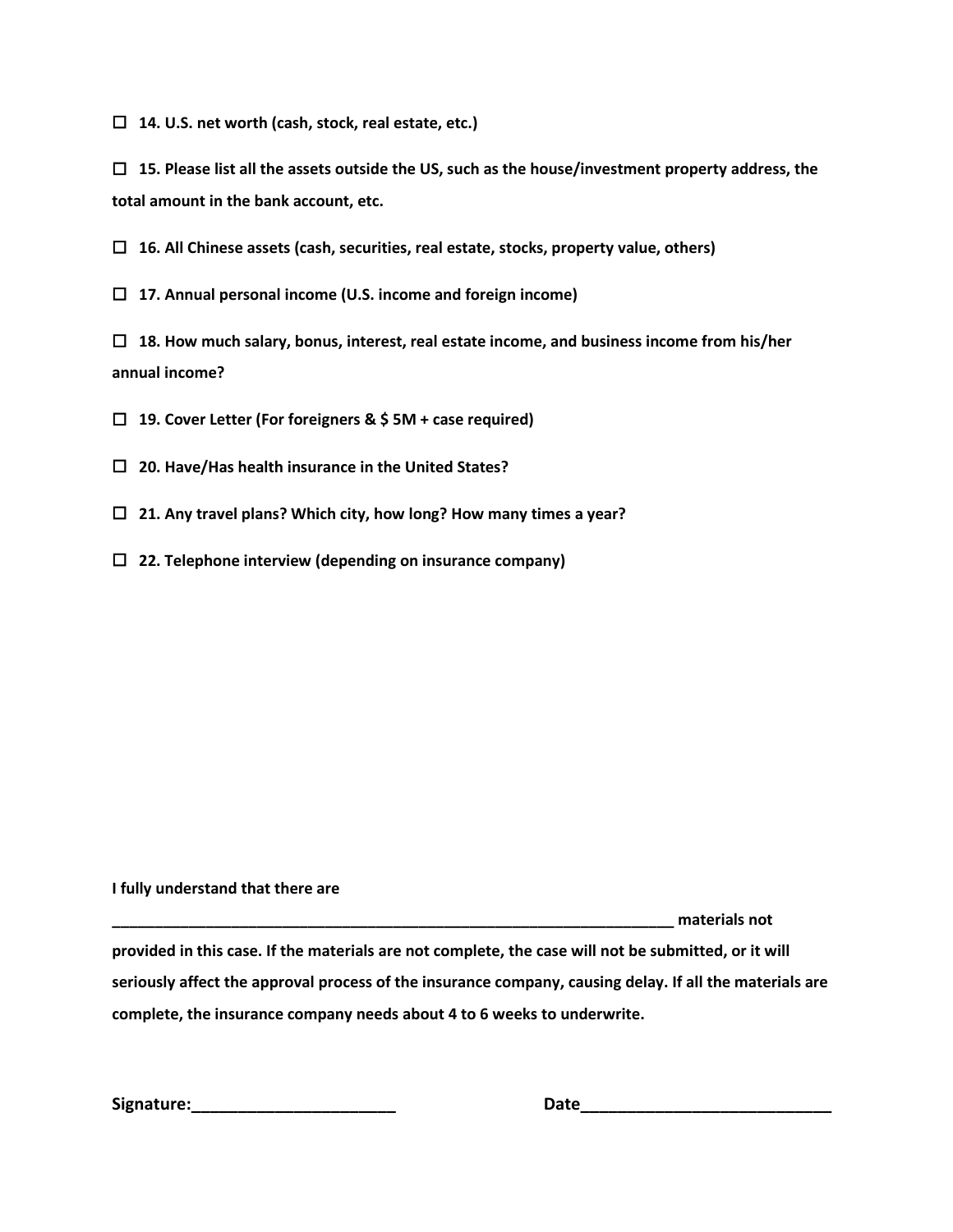☐ **14. U.S. net worth (cash, stock, real estate, etc.)**

☐ **15. Please list all the assets outside the US, such as the house/investment property address, the total amount in the bank account, etc.**

☐ **16. All Chinese assets (cash, securities, real estate, stocks, property value, others)**

☐ **17. Annual personal income (U.S. income and foreign income)**

☐ **18. How much salary, bonus, interest, real estate income, and business income from his/her annual income?**

☐ **19. Cover Letter (For foreigners & $ 5M + case required)**

☐ **20. Have/Has health insurance in the United States?**

☐ **21. Any travel plans? Which city, how long? How many times a year?**

☐ **22. Telephone interview (depending on insurance company)**

**I fully understand that there are ______________________________________________________________ materials not provided in this case. If the materials are not complete, the case will not be submitted, or it will seriously affect the approval process of the insurance company, causing delay. If all the materials are complete, the insurance company needs about 4 to 6 weeks to underwrite.**

**Signature:______________________** **Date___________________________**